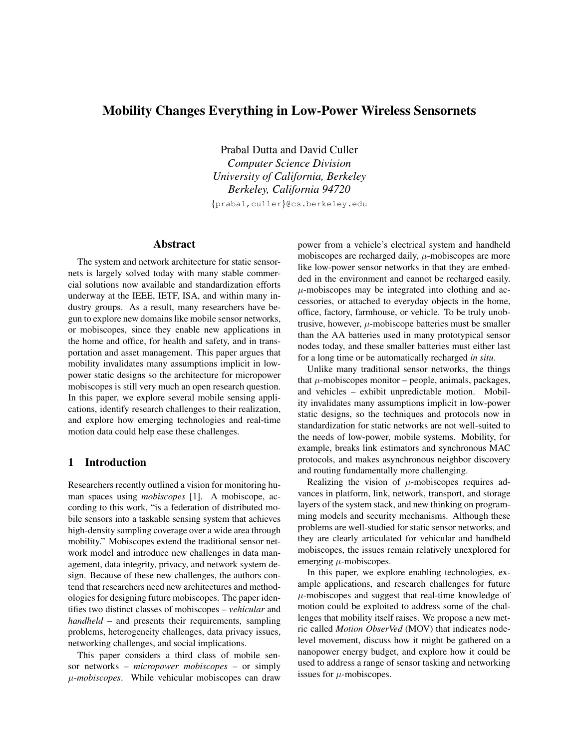# Mobility Changes Everything in Low-Power Wireless Sensornets

Prabal Dutta and David Culler
*Computer Science Division*
*University of California, Berkeley*
*Berkeley, California 94720*
{prabal,culler}@cs.berkeley.edu

## Abstract

The system and network architecture for static sensornets is largely solved today with many stable commercial solutions now available and standardization efforts underway at the IEEE, IETF, ISA, and within many industry groups. As a result, many researchers have begun to explore new domains like mobile sensor networks, or mobiscopes, since they enable new applications in the home and office, for health and safety, and in transportation and asset management. This paper argues that mobility invalidates many assumptions implicit in low-power static designs so the architecture for micropower mobiscopes is still very much an open research question. In this paper, we explore several mobile sensing applications, identify research challenges to their realization, and explore how emerging technologies and real-time motion data could help ease these challenges.

## 1 Introduction

Researchers recently outlined a vision for monitoring human spaces using *mobiscopes* [1]. A mobiscope, according to this work, "is a federation of distributed mobile sensors into a taskable sensing system that achieves high-density sampling coverage over a wide area through mobility." Mobiscopes extend the traditional sensor network model and introduce new challenges in data management, data integrity, privacy, and network system design. Because of these new challenges, the authors contend that researchers need new architectures and methodologies for designing future mobiscopes. The paper identifies two distinct classes of mobiscopes – *vehicular* and *handheld* – and presents their requirements, sampling problems, heterogeneity challenges, data privacy issues, networking challenges, and social implications.

This paper considers a third class of mobile sensor networks – *micropower mobiscopes* – or simply $\mu$*-mobiscopes*. While vehicular mobiscopes can draw power from a vehicle's electrical system and handheld mobiscopes are recharged daily, $\mu$-mobiscopes are more like low-power sensor networks in that they are embedded in the environment and cannot be recharged easily. $\mu$-mobiscopes may be integrated into clothing and accessories, or attached to everyday objects in the home, office, factory, farmhouse, or vehicle. To be truly unobtrusive, however, $\mu$-mobiscope batteries must be smaller than the AA batteries used in many prototypical sensor nodes today, and these smaller batteries must either last for a long time or be automatically recharged *in situ*.

Unlike many traditional sensor networks, the things that $\mu$-mobiscopes monitor – people, animals, packages, and vehicles – exhibit unpredictable motion. Mobility invalidates many assumptions implicit in low-power static designs, so the techniques and protocols now in standardization for static networks are not well-suited to the needs of low-power, mobile systems. Mobility, for example, breaks link estimators and synchronous MAC protocols, and makes asynchronous neighbor discovery and routing fundamentally more challenging.

Realizing the vision of $\mu$-mobiscopes requires advances in platform, link, network, transport, and storage layers of the system stack, and new thinking on programming models and security mechanisms. Although these problems are well-studied for static sensor networks, and they are clearly articulated for vehicular and handheld mobiscopes, the issues remain relatively unexplored for emerging $\mu$-mobiscopes.

In this paper, we explore enabling technologies, example applications, and research challenges for future $\mu$-mobiscopes and suggest that real-time knowledge of motion could be exploited to address some of the challenges that mobility itself raises. We propose a new metric called *Motion ObserVed* (MOV) that indicates node-level movement, discuss how it might be gathered on a nanopower energy budget, and explore how it could be used to address a range of sensor tasking and networking issues for $\mu$-mobiscopes.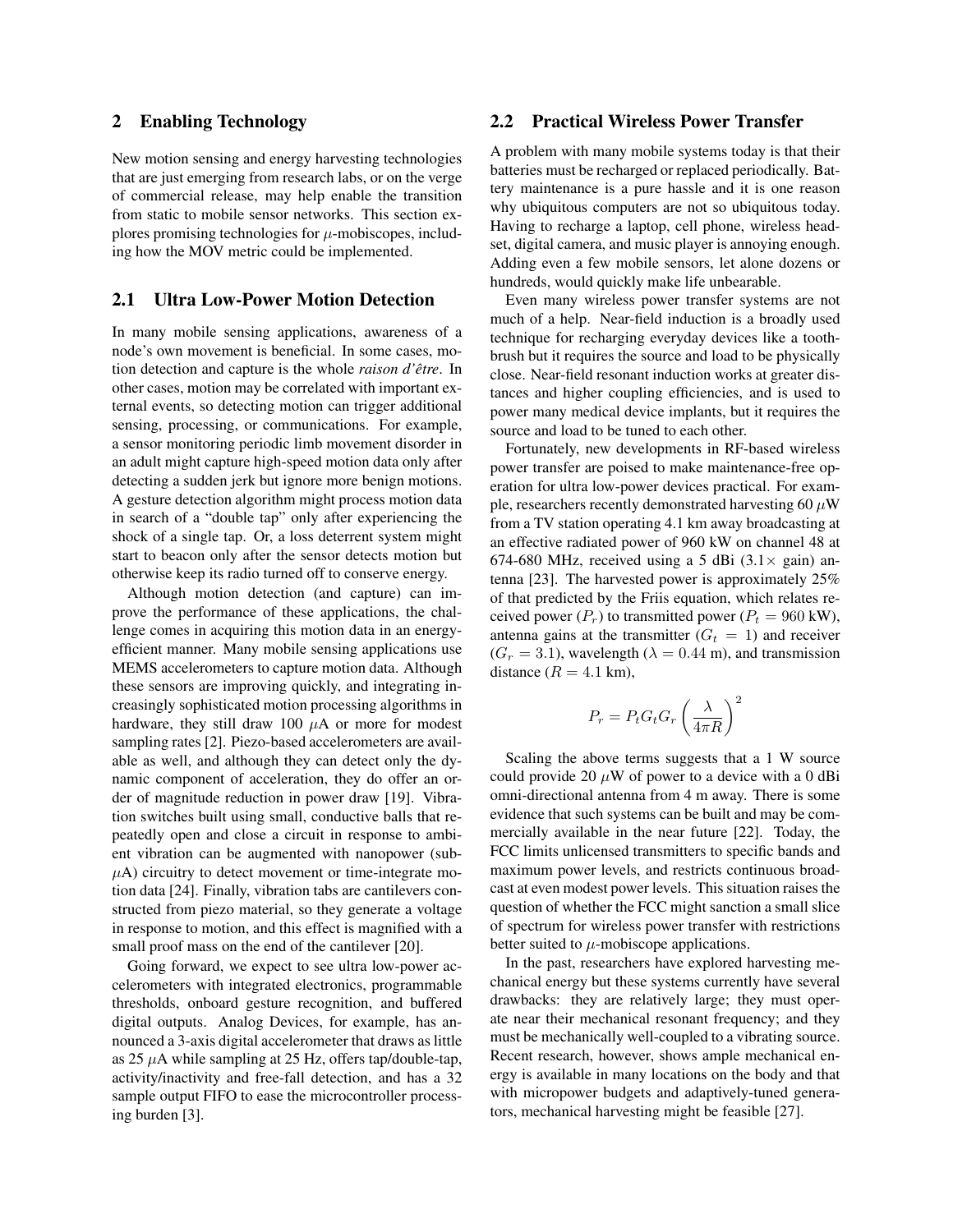## 2 Enabling Technology

New motion sensing and energy harvesting technologies that are just emerging from research labs, or on the verge of commercial release, may help enable the transition from static to mobile sensor networks. This section explores promising technologies for $\mu$-mobiscopes, including how the MOV metric could be implemented.

### 2.1 Ultra Low-Power Motion Detection

In many mobile sensing applications, awareness of a node's own movement is beneficial. In some cases, motion detection and capture is the whole *raison d'être*. In other cases, motion may be correlated with important external events, so detecting motion can trigger additional sensing, processing, or communications. For example, a sensor monitoring periodic limb movement disorder in an adult might capture high-speed motion data only after detecting a sudden jerk but ignore more benign motions. A gesture detection algorithm might process motion data in search of a "double tap" only after experiencing the shock of a single tap. Or, a loss deterrent system might start to beacon only after the sensor detects motion but otherwise keep its radio turned off to conserve energy.

Although motion detection (and capture) can improve the performance of these applications, the challenge comes in acquiring this motion data in an energy-efficient manner. Many mobile sensing applications use MEMS accelerometers to capture motion data. Although these sensors are improving quickly, and integrating increasingly sophisticated motion processing algorithms in hardware, they still draw 100 $\mu$A or more for modest sampling rates [2]. Piezo-based accelerometers are available as well, and although they can detect only the dynamic component of acceleration, they do offer an order of magnitude reduction in power draw [19]. Vibration switches built using small, conductive balls that repeatedly open and close a circuit in response to ambient vibration can be augmented with nanopower (sub-$\mu$A) circuitry to detect movement or time-integrate motion data [24]. Finally, vibration tabs are cantilevers constructed from piezo material, so they generate a voltage in response to motion, and this effect is magnified with a small proof mass on the end of the cantilever [20].

Going forward, we expect to see ultra low-power accelerometers with integrated electronics, programmable thresholds, onboard gesture recognition, and buffered digital outputs. Analog Devices, for example, has announced a 3-axis digital accelerometer that draws as little as 25 $\mu$A while sampling at 25 Hz, offers tap/double-tap, activity/inactivity and free-fall detection, and has a 32 sample output FIFO to ease the microcontroller processing burden [3].

### 2.2 Practical Wireless Power Transfer

A problem with many mobile systems today is that their batteries must be recharged or replaced periodically. Battery maintenance is a pure hassle and it is one reason why ubiquitous computers are not so ubiquitous today. Having to recharge a laptop, cell phone, wireless headset, digital camera, and music player is annoying enough. Adding even a few mobile sensors, let alone dozens or hundreds, would quickly make life unbearable.

Even many wireless power transfer systems are not much of a help. Near-field induction is a broadly used technique for recharging everyday devices like a toothbrush but it requires the source and load to be physically close. Near-field resonant induction works at greater distances and higher coupling efficiencies, and is used to power many medical device implants, but it requires the source and load to be tuned to each other.

Fortunately, new developments in RF-based wireless power transfer are poised to make maintenance-free operation for ultra low-power devices practical. For example, researchers recently demonstrated harvesting 60 $\mu$W from a TV station operating 4.1 km away broadcasting at an effective radiated power of 960 kW on channel 48 at 674-680 MHz, received using a 5 dBi (3.1$\times$ gain) antenna [23]. The harvested power is approximately 25% of that predicted by the Friis equation, which relates received power ($P_r$) to transmitted power ($P_t = 960$ kW), antenna gains at the transmitter ($G_t = 1$) and receiver ($G_r = 3.1$), wavelength ($\lambda = 0.44$ m), and transmission distance ($R = 4.1$ km),

$$P_r = P_t G_t G_r \left( \frac{\lambda}{4 \pi R} \right)^2$$

Scaling the above terms suggests that a 1 W source could provide 20 $\mu$W of power to a device with a 0 dBi omni-directional antenna from 4 m away. There is some evidence that such systems can be built and may be commercially available in the near future [22]. Today, the FCC limits unlicensed transmitters to specific bands and maximum power levels, and restricts continuous broadcast at even modest power levels. This situation raises the question of whether the FCC might sanction a small slice of spectrum for wireless power transfer with restrictions better suited to $\mu$-mobiscope applications.

In the past, researchers have explored harvesting mechanical energy but these systems currently have several drawbacks: they are relatively large; they must operate near their mechanical resonant frequency; and they must be mechanically well-coupled to a vibrating source. Recent research, however, shows ample mechanical energy is available in many locations on the body and that with micropower budgets and adaptively-tuned generators, mechanical harvesting might be feasible [27].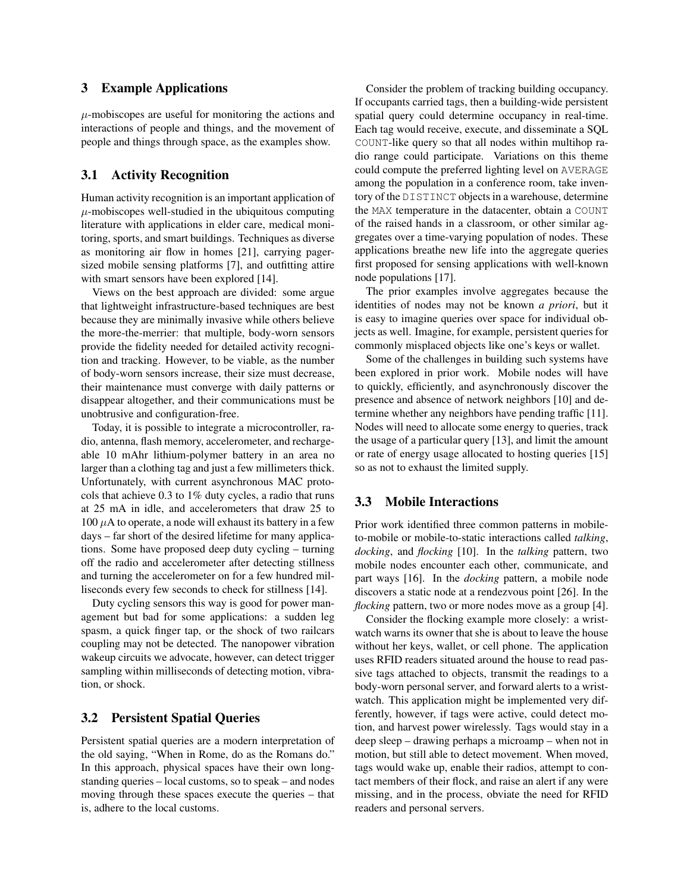## 3 Example Applications

$\mu$-mobiscopes are useful for monitoring the actions and interactions of people and things, and the movement of people and things through space, as the examples show.

### 3.1 Activity Recognition

Human activity recognition is an important application of $\mu$-mobiscopes well-studied in the ubiquitous computing literature with applications in elder care, medical monitoring, sports, and smart buildings. Techniques as diverse as monitoring air flow in homes [21], carrying pager-sized mobile sensing platforms [7], and outfitting attire with smart sensors have been explored [14].

Views on the best approach are divided: some argue that lightweight infrastructure-based techniques are best because they are minimally invasive while others believe the more-the-merrier: that multiple, body-worn sensors provide the fidelity needed for detailed activity recognition and tracking. However, to be viable, as the number of body-worn sensors increase, their size must decrease, their maintenance must converge with daily patterns or disappear altogether, and their communications must be unobtrusive and configuration-free.

Today, it is possible to integrate a microcontroller, radio, antenna, flash memory, accelerometer, and rechargeable 10 mAhr lithium-polymer battery in an area no larger than a clothing tag and just a few millimeters thick. Unfortunately, with current asynchronous MAC protocols that achieve 0.3 to 1% duty cycles, a radio that runs at 25 mA in idle, and accelerometers that draw 25 to 100 $\mu$A to operate, a node will exhaust its battery in a few days – far short of the desired lifetime for many applications. Some have proposed deep duty cycling – turning off the radio and accelerometer after detecting stillness and turning the accelerometer on for a few hundred milliseconds every few seconds to check for stillness [14].

Duty cycling sensors this way is good for power management but bad for some applications: a sudden leg spasm, a quick finger tap, or the shock of two railcars coupling may not be detected. The nanopower vibration wakeup circuits we advocate, however, can detect trigger sampling within milliseconds of detecting motion, vibration, or shock.

### 3.2 Persistent Spatial Queries

Persistent spatial queries are a modern interpretation of the old saying, "When in Rome, do as the Romans do." In this approach, physical spaces have their own long-standing queries – local customs, so to speak – and nodes moving through these spaces execute the queries – that is, adhere to the local customs.

Consider the problem of tracking building occupancy. If occupants carried tags, then a building-wide persistent spatial query could determine occupancy in real-time. Each tag would receive, execute, and disseminate a SQL `COUNT`-like query so that all nodes within multihop radio range could participate. Variations on this theme could compute the preferred lighting level on `AVERAGE` among the population in a conference room, take inventory of the `DISTINCT` objects in a warehouse, determine the `MAX` temperature in the datacenter, obtain a `COUNT` of the raised hands in a classroom, or other similar aggregates over a time-varying population of nodes. These applications breathe new life into the aggregate queries first proposed for sensing applications with well-known node populations [17].

The prior examples involve aggregates because the identities of nodes may not be known *a priori*, but it is easy to imagine queries over space for individual objects as well. Imagine, for example, persistent queries for commonly misplaced objects like one's keys or wallet.

Some of the challenges in building such systems have been explored in prior work. Mobile nodes will have to quickly, efficiently, and asynchronously discover the presence and absence of network neighbors [10] and determine whether any neighbors have pending traffic [11]. Nodes will need to allocate some energy to queries, track the usage of a particular query [13], and limit the amount or rate of energy usage allocated to hosting queries [15] so as not to exhaust the limited supply.

### 3.3 Mobile Interactions

Prior work identified three common patterns in mobile-to-mobile or mobile-to-static interactions called *talking*, *docking*, and *flocking* [10]. In the *talking* pattern, two mobile nodes encounter each other, communicate, and part ways [16]. In the *docking* pattern, a mobile node discovers a static node at a rendezvous point [26]. In the *flocking* pattern, two or more nodes move as a group [4].

Consider the flocking example more closely: a wristwatch warns its owner that she is about to leave the house without her keys, wallet, or cell phone. The application uses RFID readers situated around the house to read passive tags attached to objects, transmit the readings to a body-worn personal server, and forward alerts to a wristwatch. This application might be implemented very differently, however, if tags were active, could detect motion, and harvest power wirelessly. Tags would stay in a deep sleep – drawing perhaps a microamp – when not in motion, but still able to detect movement. When moved, tags would wake up, enable their radios, attempt to contact members of their flock, and raise an alert if any were missing, and in the process, obviate the need for RFID readers and personal servers.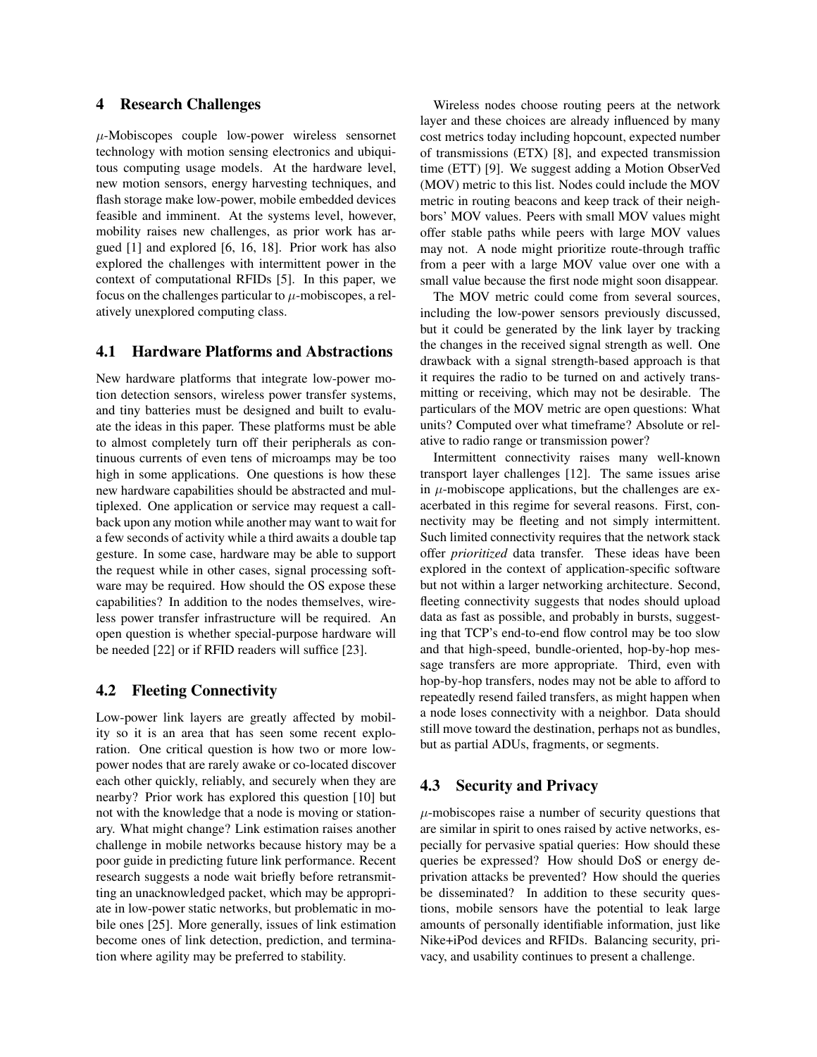## 4 Research Challenges

$\mu$-Mobiscopes couple low-power wireless sensornet technology with motion sensing electronics and ubiquitous computing usage models. At the hardware level, new motion sensors, energy harvesting techniques, and flash storage make low-power, mobile embedded devices feasible and imminent. At the systems level, however, mobility raises new challenges, as prior work has argued [1] and explored [6, 16, 18]. Prior work has also explored the challenges with intermittent power in the context of computational RFIDs [5]. In this paper, we focus on the challenges particular to $\mu$-mobiscopes, a relatively unexplored computing class.

### 4.1 Hardware Platforms and Abstractions

New hardware platforms that integrate low-power motion detection sensors, wireless power transfer systems, and tiny batteries must be designed and built to evaluate the ideas in this paper. These platforms must be able to almost completely turn off their peripherals as continuous currents of even tens of microamps may be too high in some applications. One questions is how these new hardware capabilities should be abstracted and multiplexed. One application or service may request a callback upon any motion while another may want to wait for a few seconds of activity while a third awaits a double tap gesture. In some case, hardware may be able to support the request while in other cases, signal processing software may be required. How should the OS expose these capabilities? In addition to the nodes themselves, wireless power transfer infrastructure will be required. An open question is whether special-purpose hardware will be needed [22] or if RFID readers will suffice [23].

### 4.2 Fleeting Connectivity

Low-power link layers are greatly affected by mobility so it is an area that has seen some recent exploration. One critical question is how two or more low-power nodes that are rarely awake or co-located discover each other quickly, reliably, and securely when they are nearby? Prior work has explored this question [10] but not with the knowledge that a node is moving or stationary. What might change? Link estimation raises another challenge in mobile networks because history may be a poor guide in predicting future link performance. Recent research suggests a node wait briefly before retransmitting an unacknowledged packet, which may be appropriate in low-power static networks, but problematic in mobile ones [25]. More generally, issues of link estimation become ones of link detection, prediction, and termination where agility may be preferred to stability.

Wireless nodes choose routing peers at the network layer and these choices are already influenced by many cost metrics today including hopcount, expected number of transmissions (ETX) [8], and expected transmission time (ETT) [9]. We suggest adding a Motion ObserVed (MOV) metric to this list. Nodes could include the MOV metric in routing beacons and keep track of their neighbors' MOV values. Peers with small MOV values might offer stable paths while peers with large MOV values may not. A node might prioritize route-through traffic from a peer with a large MOV value over one with a small value because the first node might soon disappear.

The MOV metric could come from several sources, including the low-power sensors previously discussed, but it could be generated by the link layer by tracking the changes in the received signal strength as well. One drawback with a signal strength-based approach is that it requires the radio to be turned on and actively transmitting or receiving, which may not be desirable. The particulars of the MOV metric are open questions: What units? Computed over what timeframe? Absolute or relative to radio range or transmission power?

Intermittent connectivity raises many well-known transport layer challenges [12]. The same issues arise in $\mu$-mobiscope applications, but the challenges are exacerbated in this regime for several reasons. First, connectivity may be fleeting and not simply intermittent. Such limited connectivity requires that the network stack offer *prioritized* data transfer. These ideas have been explored in the context of application-specific software but not within a larger networking architecture. Second, fleeting connectivity suggests that nodes should upload data as fast as possible, and probably in bursts, suggesting that TCP's end-to-end flow control may be too slow and that high-speed, bundle-oriented, hop-by-hop message transfers are more appropriate. Third, even with hop-by-hop transfers, nodes may not be able to afford to repeatedly resend failed transfers, as might happen when a node loses connectivity with a neighbor. Data should still move toward the destination, perhaps not as bundles, but as partial ADUs, fragments, or segments.

### 4.3 Security and Privacy

$\mu$-mobiscopes raise a number of security questions that are similar in spirit to ones raised by active networks, especially for pervasive spatial queries: How should these queries be expressed? How should DoS or energy deprivation attacks be prevented? How should the queries be disseminated? In addition to these security questions, mobile sensors have the potential to leak large amounts of personally identifiable information, just like Nike+iPod devices and RFIDs. Balancing security, privacy, and usability continues to present a challenge.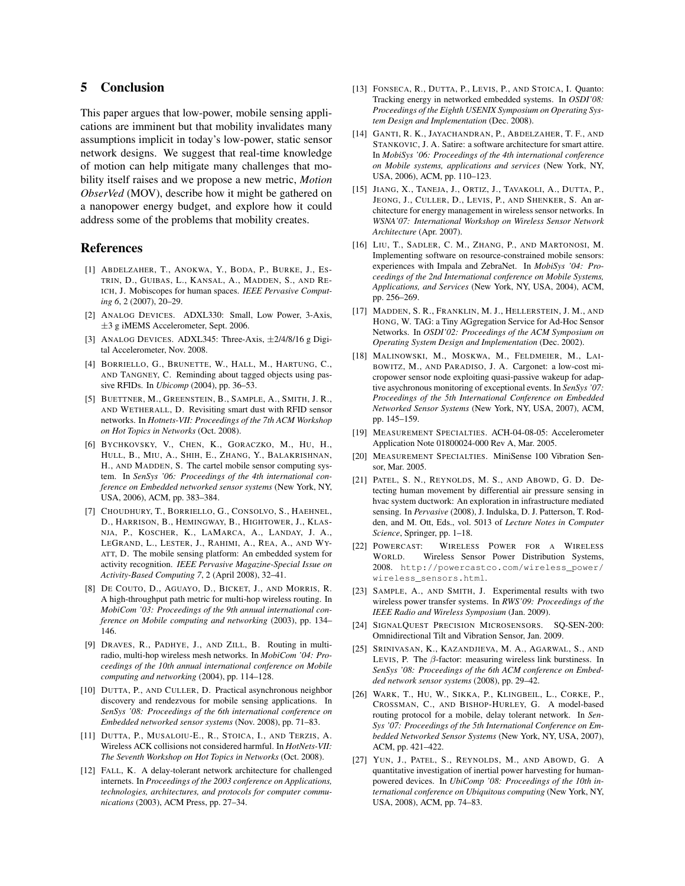## 5 Conclusion

This paper argues that low-power, mobile sensing applications are imminent but that mobility invalidates many assumptions implicit in today's low-power, static sensor network designs. We suggest that real-time knowledge of motion can help mitigate many challenges that mobility itself raises and we propose a new metric, *Motion ObserVed* (MOV), describe how it might be gathered on a nanopower energy budget, and explore how it could address some of the problems that mobility creates.

## References

[1] Abdelzaher, T., Anokwa, Y., Boda, P., Burke, J., Estrin, D., Guibas, L., Kansal, A., Madden, S., and Reich, J. Mobiscopes for human spaces. *IEEE Pervasive Computing 6*, 2 (2007), 20–29.

[2] Analog Devices. ADXL330: Small, Low Power, 3-Axis, $\pm3$ g iMEMS Accelerometer, Sept. 2006.

[3] Analog Devices. ADXL345: Three-Axis, $\pm2/4/8/16$ g Digital Accelerometer, Nov. 2008.

[4] Borriello, G., Brunette, W., Hall, M., Hartung, C., and Tangney, C. Reminding about tagged objects using passive RFIDs. In *Ubicomp* (2004), pp. 36–53.

[5] Buettner, M., Greenstein, B., Sample, A., Smith, J. R., and Wetherall, D. Revisiting smart dust with RFID sensor networks. In *Hotnets-VII: Proceedings of the 7th ACM Workshop on Hot Topics in Networks* (Oct. 2008).

[6] Bychkovsky, V., Chen, K., Goraczko, M., Hu, H., Hull, B., Miu, A., Shih, E., Zhang, Y., Balakrishnan, H., and Madden, S. The cartel mobile sensor computing system. In *SenSys '06: Proceedings of the 4th international conference on Embedded networked sensor systems* (New York, NY, USA, 2006), ACM, pp. 383–384.

[7] Choudhury, T., Borriello, G., Consolvo, S., Haehnel, D., Harrison, B., Hemingway, B., Hightower, J., Klasnja, P., Koscher, K., LaMarca, A., Landay, J. A., LeGrand, L., Lester, J., Rahimi, A., Rea, A., and Wyatt, D. The mobile sensing platform: An embedded system for activity recognition. *IEEE Pervasive Magazine-Special Issue on Activity-Based Computing 7*, 2 (April 2008), 32–41.

[8] De Couto, D., Aguayo, D., Bicket, J., and Morris, R. A high-throughput path metric for multi-hop wireless routing. In *MobiCom '03: Proceedings of the 9th annual international conference on Mobile computing and networking* (2003), pp. 134–146.

[9] Draves, R., Padhye, J., and Zill, B. Routing in multi-radio, multi-hop wireless mesh networks. In *MobiCom '04: Proceedings of the 10th annual international conference on Mobile computing and networking* (2004), pp. 114–128.

[10] Dutta, P., and Culler, D. Practical asynchronous neighbor discovery and rendezvous for mobile sensing applications. In *SenSys '08: Proceedings of the 6th international conference on Embedded networked sensor systems* (Nov. 2008), pp. 71–83.

[11] Dutta, P., Musaloiu-E., R., Stoica, I., and Terzis, A. Wireless ACK collisions not considered harmful. In *HotNets-VII: The Seventh Workshop on Hot Topics in Networks* (Oct. 2008).

[12] Fall, K. A delay-tolerant network architecture for challenged internets. In *Proceedings of the 2003 conference on Applications, technologies, architectures, and protocols for computer communications* (2003), ACM Press, pp. 27–34.

[13] Fonseca, R., Dutta, P., Levis, P., and Stoica, I. Quanto: Tracking energy in networked embedded systems. In *OSDI'08: Proceedings of the Eighth USENIX Symposium on Operating System Design and Implementation* (Dec. 2008).

[14] Ganti, R. K., Jayachandran, P., Abdelzaher, T. F., and Stankovic, J. A. Satire: a software architecture for smart attire. In *MobiSys '06: Proceedings of the 4th international conference on Mobile systems, applications and services* (New York, NY, USA, 2006), ACM, pp. 110–123.

[15] Jiang, X., Taneja, J., Ortiz, J., Tavakoli, A., Dutta, P., Jeong, J., Culler, D., Levis, P., and Shenker, S. An architecture for energy management in wireless sensor networks. In *WSNA'07: International Workshop on Wireless Sensor Network Architecture* (Apr. 2007).

[16] Liu, T., Sadler, C. M., Zhang, P., and Martonosi, M. Implementing software on resource-constrained mobile sensors: experiences with Impala and ZebraNet. In *MobiSys '04: Proceedings of the 2nd International conference on Mobile Systems, Applications, and Services* (New York, NY, USA, 2004), ACM, pp. 256–269.

[17] Madden, S. R., Franklin, M. J., Hellerstein, J. M., and Hong, W. TAG: a Tiny AGgregation Service for Ad-Hoc Sensor Networks. In *OSDI'02: Proceedings of the ACM Symposium on Operating System Design and Implementation* (Dec. 2002).

[18] Malinowski, M., Moskwa, M., Feldmeier, M., Laibowitz, M., and Paradiso, J. A. Cargonet: a low-cost micropower sensor node exploiting quasi-passive wakeup for adaptive asychronous monitoring of exceptional events. In *SenSys '07: Proceedings of the 5th International Conference on Embedded Networked Sensor Systems* (New York, NY, USA, 2007), ACM, pp. 145–159.

[19] Measurement Specialties. ACH-04-08-05: Accelerometer Application Note 01800024-000 Rev A, Mar. 2005.

[20] Measurement Specialties. MiniSense 100 Vibration Sensor, Mar. 2005.

[21] Patel, S. N., Reynolds, M. S., and Abowd, G. D. Detecting human movement by differential air pressure sensing in hvac system ductwork: An exploration in infrastructure mediated sensing. In *Pervasive* (2008), J. Indulska, D. J. Patterson, T. Rodden, and M. Ott, Eds., vol. 5013 of *Lecture Notes in Computer Science*, Springer, pp. 1–18.

[22] Powercast: Wireless Power for a Wireless World. Wireless Sensor Power Distribution Systems, 2008. http://powercastco.com/wireless_power/wireless_sensors.html.

[23] Sample, A., and Smith, J. Experimental results with two wireless power transfer systems. In *RWS'09: Proceedings of the IEEE Radio and Wireless Symposium* (Jan. 2009).

[24] SignalQuest Precision Microsensors. SQ-SEN-200: Omnidirectional Tilt and Vibration Sensor, Jan. 2009.

[25] Srinivasan, K., Kazandjieva, M. A., Agarwal, S., and Levis, P. The $\beta$-factor: measuring wireless link burstiness. In *SenSys '08: Proceedings of the 6th ACM conference on Embedded network sensor systems* (2008), pp. 29–42.

[26] Wark, T., Hu, W., Sikka, P., Klingbeil, L., Corke, P., Crossman, C., and Bishop-Hurley, G. A model-based routing protocol for a mobile, delay tolerant network. In *SenSys '07: Proceedings of the 5th International Conference on Embedded Networked Sensor Systems* (New York, NY, USA, 2007), ACM, pp. 421–422.

[27] Yun, J., Patel, S., Reynolds, M., and Abowd, G. A quantitative investigation of inertial power harvesting for human-powered devices. In *UbiComp '08: Proceedings of the 10th international conference on Ubiquitous computing* (New York, NY, USA, 2008), ACM, pp. 74–83.